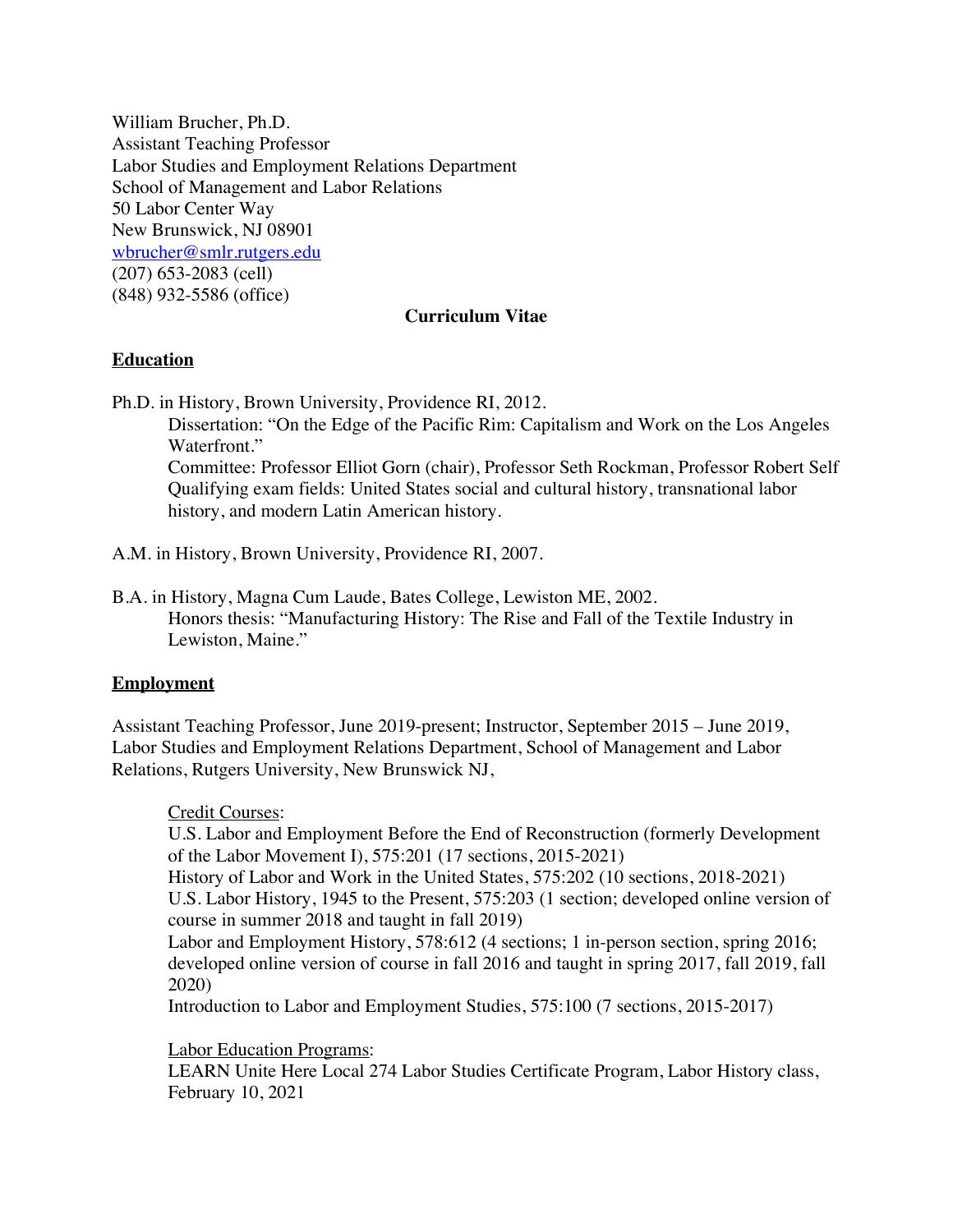William Brucher, Ph.D.
Assistant Teaching Professor
Labor Studies and Employment Relations Department
School of Management and Labor Relations
50 Labor Center Way
New Brunswick, NJ 08901
wbrucher@smlr.rutgers.edu
(207) 653-2083 (cell)
(848) 932-5586 (office)

**Curriculum Vitae**

## Education

Ph.D. in History, Brown University, Providence RI, 2012.

> Dissertation: "On the Edge of the Pacific Rim: Capitalism and Work on the Los Angeles Waterfront."
> Committee: Professor Elliot Gorn (chair), Professor Seth Rockman, Professor Robert Self
> Qualifying exam fields: United States social and cultural history, transnational labor history, and modern Latin American history.

A.M. in History, Brown University, Providence RI, 2007.

B.A. in History, Magna Cum Laude, Bates College, Lewiston ME, 2002.

> Honors thesis: "Manufacturing History: The Rise and Fall of the Textile Industry in Lewiston, Maine."

## Employment

Assistant Teaching Professor, June 2019-present; Instructor, September 2015 – June 2019, Labor Studies and Employment Relations Department, School of Management and Labor Relations, Rutgers University, New Brunswick NJ,

Credit Courses:

U.S. Labor and Employment Before the End of Reconstruction (formerly Development of the Labor Movement I), 575:201 (17 sections, 2015-2021)
History of Labor and Work in the United States, 575:202 (10 sections, 2018-2021)
U.S. Labor History, 1945 to the Present, 575:203 (1 section; developed online version of course in summer 2018 and taught in fall 2019)
Labor and Employment History, 578:612 (4 sections; 1 in-person section, spring 2016; developed online version of course in fall 2016 and taught in spring 2017, fall 2019, fall 2020)
Introduction to Labor and Employment Studies, 575:100 (7 sections, 2015-2017)

Labor Education Programs:

LEARN Unite Here Local 274 Labor Studies Certificate Program, Labor History class, February 10, 2021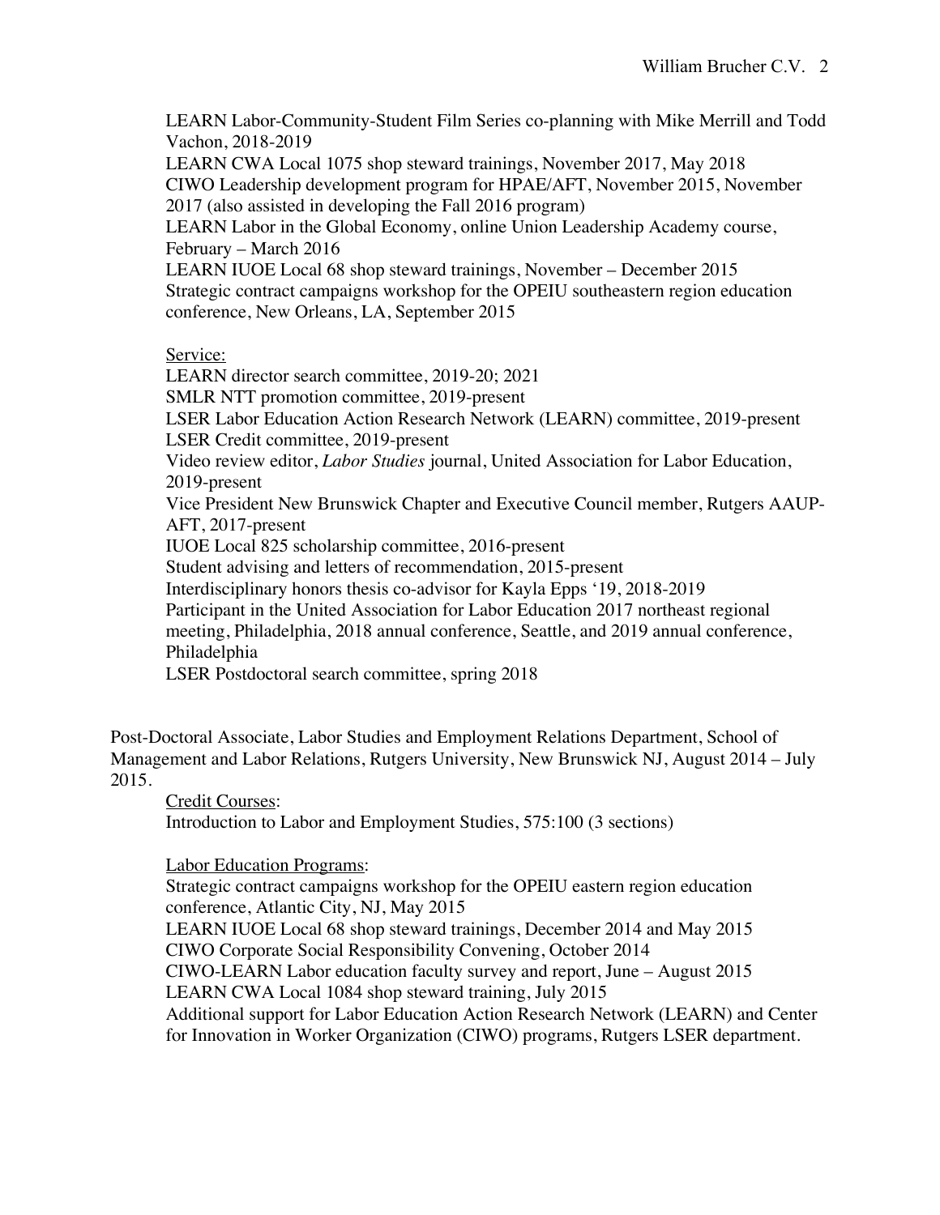LEARN Labor-Community-Student Film Series co-planning with Mike Merrill and Todd Vachon, 2018-2019
LEARN CWA Local 1075 shop steward trainings, November 2017, May 2018
CIWO Leadership development program for HPAE/AFT, November 2015, November 2017 (also assisted in developing the Fall 2016 program)
LEARN Labor in the Global Economy, online Union Leadership Academy course, February – March 2016
LEARN IUOE Local 68 shop steward trainings, November – December 2015
Strategic contract campaigns workshop for the OPEIU southeastern region education conference, New Orleans, LA, September 2015

Service:
LEARN director search committee, 2019-20; 2021
SMLR NTT promotion committee, 2019-present
LSER Labor Education Action Research Network (LEARN) committee, 2019-present
LSER Credit committee, 2019-present
Video review editor, *Labor Studies* journal, United Association for Labor Education, 2019-present
Vice President New Brunswick Chapter and Executive Council member, Rutgers AAUP-AFT, 2017-present
IUOE Local 825 scholarship committee, 2016-present
Student advising and letters of recommendation, 2015-present
Interdisciplinary honors thesis co-advisor for Kayla Epps '19, 2018-2019
Participant in the United Association for Labor Education 2017 northeast regional meeting, Philadelphia, 2018 annual conference, Seattle, and 2019 annual conference, Philadelphia
LSER Postdoctoral search committee, spring 2018

Post-Doctoral Associate, Labor Studies and Employment Relations Department, School of Management and Labor Relations, Rutgers University, New Brunswick NJ, August 2014 – July 2015.

Credit Courses:
Introduction to Labor and Employment Studies, 575:100 (3 sections)

Labor Education Programs:
Strategic contract campaigns workshop for the OPEIU eastern region education conference, Atlantic City, NJ, May 2015
LEARN IUOE Local 68 shop steward trainings, December 2014 and May 2015
CIWO Corporate Social Responsibility Convening, October 2014
CIWO-LEARN Labor education faculty survey and report, June – August 2015
LEARN CWA Local 1084 shop steward training, July 2015
Additional support for Labor Education Action Research Network (LEARN) and Center for Innovation in Worker Organization (CIWO) programs, Rutgers LSER department.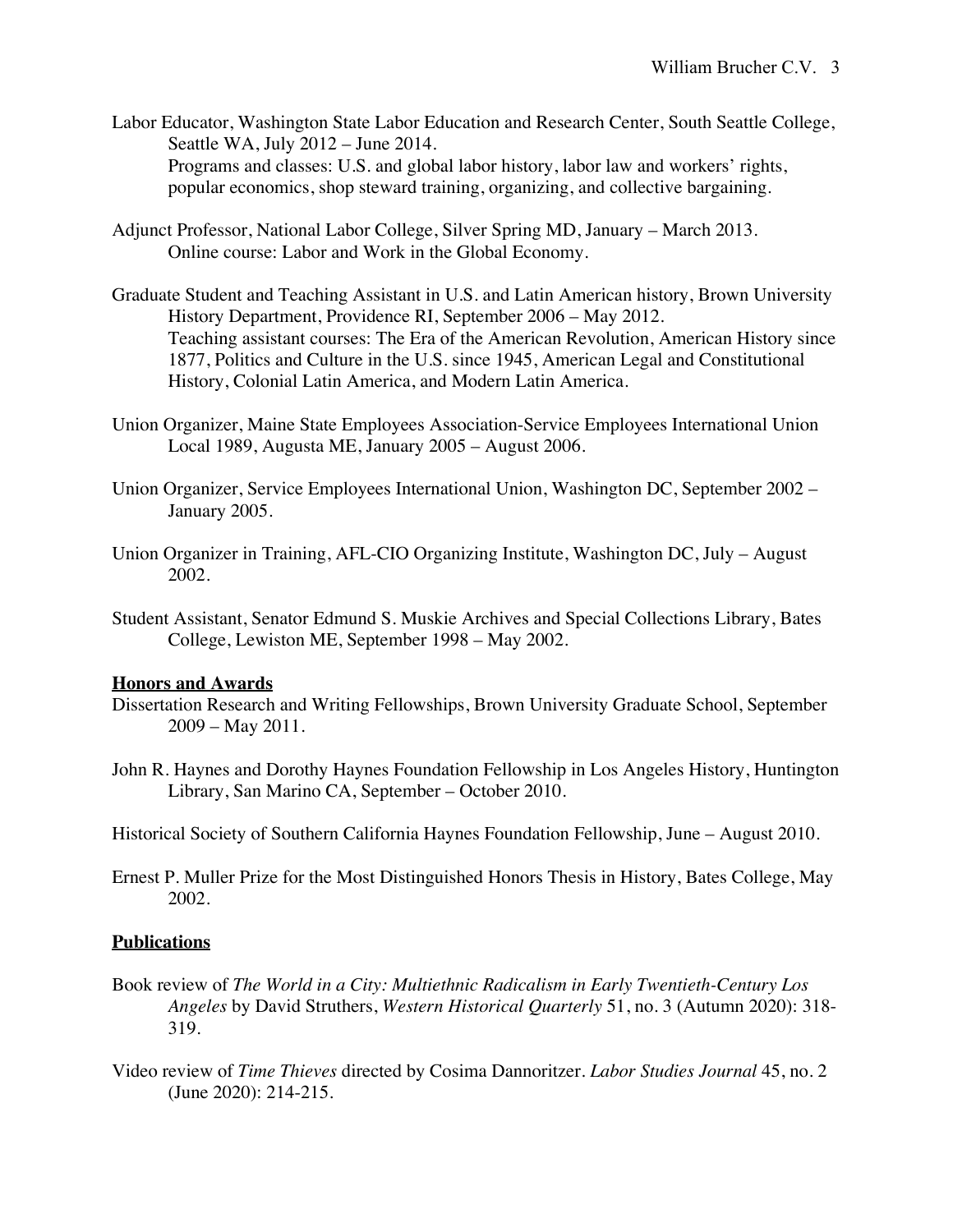Labor Educator, Washington State Labor Education and Research Center, South Seattle College, Seattle WA, July 2012 – June 2014.
Programs and classes: U.S. and global labor history, labor law and workers' rights, popular economics, shop steward training, organizing, and collective bargaining.

Adjunct Professor, National Labor College, Silver Spring MD, January – March 2013.
Online course: Labor and Work in the Global Economy.

Graduate Student and Teaching Assistant in U.S. and Latin American history, Brown University History Department, Providence RI, September 2006 – May 2012.
Teaching assistant courses: The Era of the American Revolution, American History since 1877, Politics and Culture in the U.S. since 1945, American Legal and Constitutional History, Colonial Latin America, and Modern Latin America.

Union Organizer, Maine State Employees Association-Service Employees International Union Local 1989, Augusta ME, January 2005 – August 2006.

Union Organizer, Service Employees International Union, Washington DC, September 2002 – January 2005.

Union Organizer in Training, AFL-CIO Organizing Institute, Washington DC, July – August 2002.

Student Assistant, Senator Edmund S. Muskie Archives and Special Collections Library, Bates College, Lewiston ME, September 1998 – May 2002.

## Honors and Awards

Dissertation Research and Writing Fellowships, Brown University Graduate School, September 2009 – May 2011.

John R. Haynes and Dorothy Haynes Foundation Fellowship in Los Angeles History, Huntington Library, San Marino CA, September – October 2010.

Historical Society of Southern California Haynes Foundation Fellowship, June – August 2010.

Ernest P. Muller Prize for the Most Distinguished Honors Thesis in History, Bates College, May 2002.

## Publications

Book review of *The World in a City: Multiethnic Radicalism in Early Twentieth-Century Los Angeles* by David Struthers, *Western Historical Quarterly* 51, no. 3 (Autumn 2020): 318-319.

Video review of *Time Thieves* directed by Cosima Dannoritzer. *Labor Studies Journal* 45, no. 2 (June 2020): 214-215.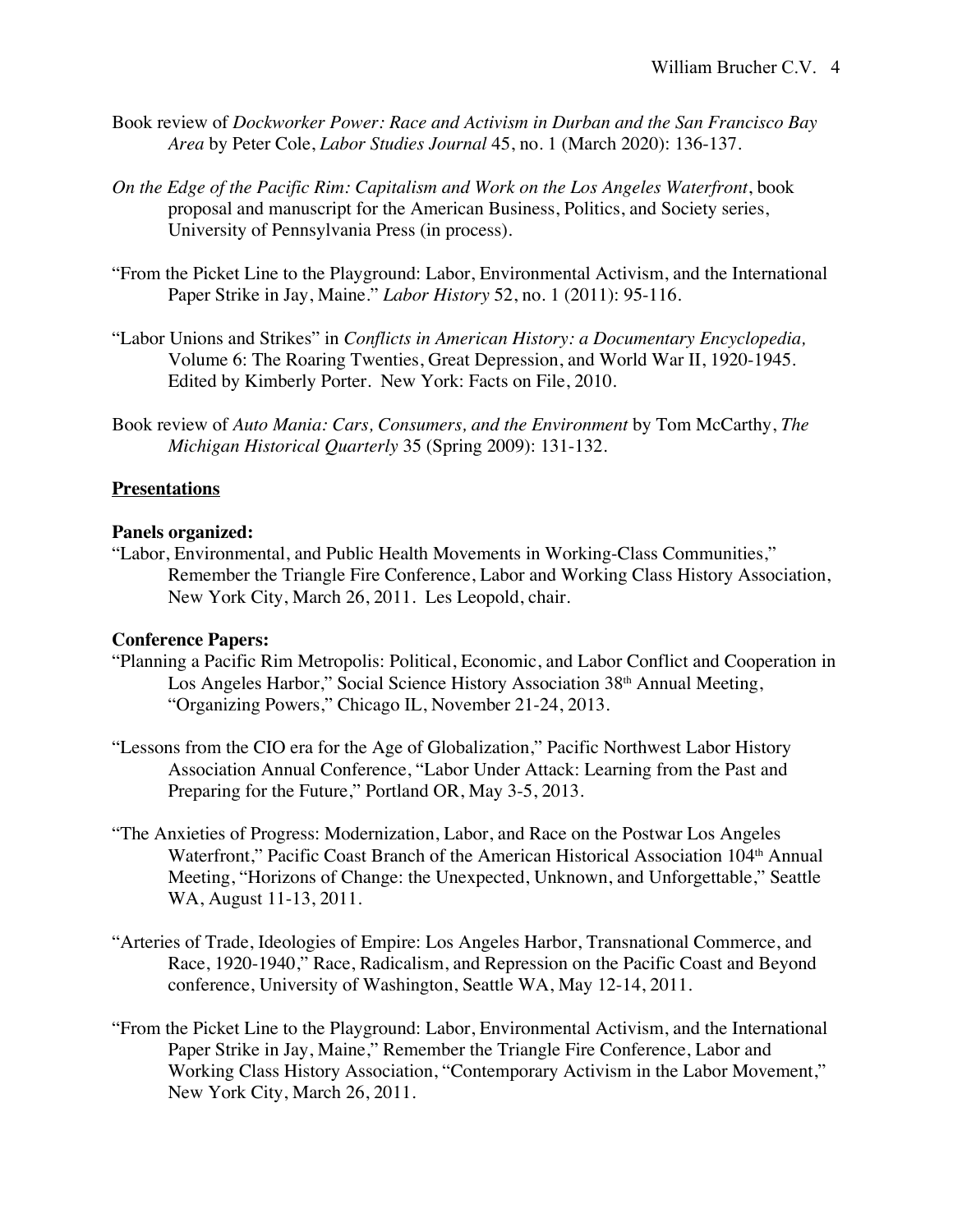Book review of *Dockworker Power: Race and Activism in Durban and the San Francisco Bay Area* by Peter Cole, *Labor Studies Journal* 45, no. 1 (March 2020): 136-137.

*On the Edge of the Pacific Rim: Capitalism and Work on the Los Angeles Waterfront*, book proposal and manuscript for the American Business, Politics, and Society series, University of Pennsylvania Press (in process).

"From the Picket Line to the Playground: Labor, Environmental Activism, and the International Paper Strike in Jay, Maine." *Labor History* 52, no. 1 (2011): 95-116.

"Labor Unions and Strikes" in *Conflicts in American History: a Documentary Encyclopedia,* Volume 6: The Roaring Twenties, Great Depression, and World War II, 1920-1945. Edited by Kimberly Porter. New York: Facts on File, 2010.

Book review of *Auto Mania: Cars, Consumers, and the Environment* by Tom McCarthy, *The Michigan Historical Quarterly* 35 (Spring 2009): 131-132.

## Presentations

**Panels organized:**

"Labor, Environmental, and Public Health Movements in Working-Class Communities," Remember the Triangle Fire Conference, Labor and Working Class History Association, New York City, March 26, 2011. Les Leopold, chair.

**Conference Papers:**

"Planning a Pacific Rim Metropolis: Political, Economic, and Labor Conflict and Cooperation in Los Angeles Harbor," Social Science History Association 38th Annual Meeting, "Organizing Powers," Chicago IL, November 21-24, 2013.

"Lessons from the CIO era for the Age of Globalization," Pacific Northwest Labor History Association Annual Conference, "Labor Under Attack: Learning from the Past and Preparing for the Future," Portland OR, May 3-5, 2013.

"The Anxieties of Progress: Modernization, Labor, and Race on the Postwar Los Angeles Waterfront," Pacific Coast Branch of the American Historical Association 104th Annual Meeting, "Horizons of Change: the Unexpected, Unknown, and Unforgettable," Seattle WA, August 11-13, 2011.

"Arteries of Trade, Ideologies of Empire: Los Angeles Harbor, Transnational Commerce, and Race, 1920-1940," Race, Radicalism, and Repression on the Pacific Coast and Beyond conference, University of Washington, Seattle WA, May 12-14, 2011.

"From the Picket Line to the Playground: Labor, Environmental Activism, and the International Paper Strike in Jay, Maine," Remember the Triangle Fire Conference, Labor and Working Class History Association, "Contemporary Activism in the Labor Movement," New York City, March 26, 2011.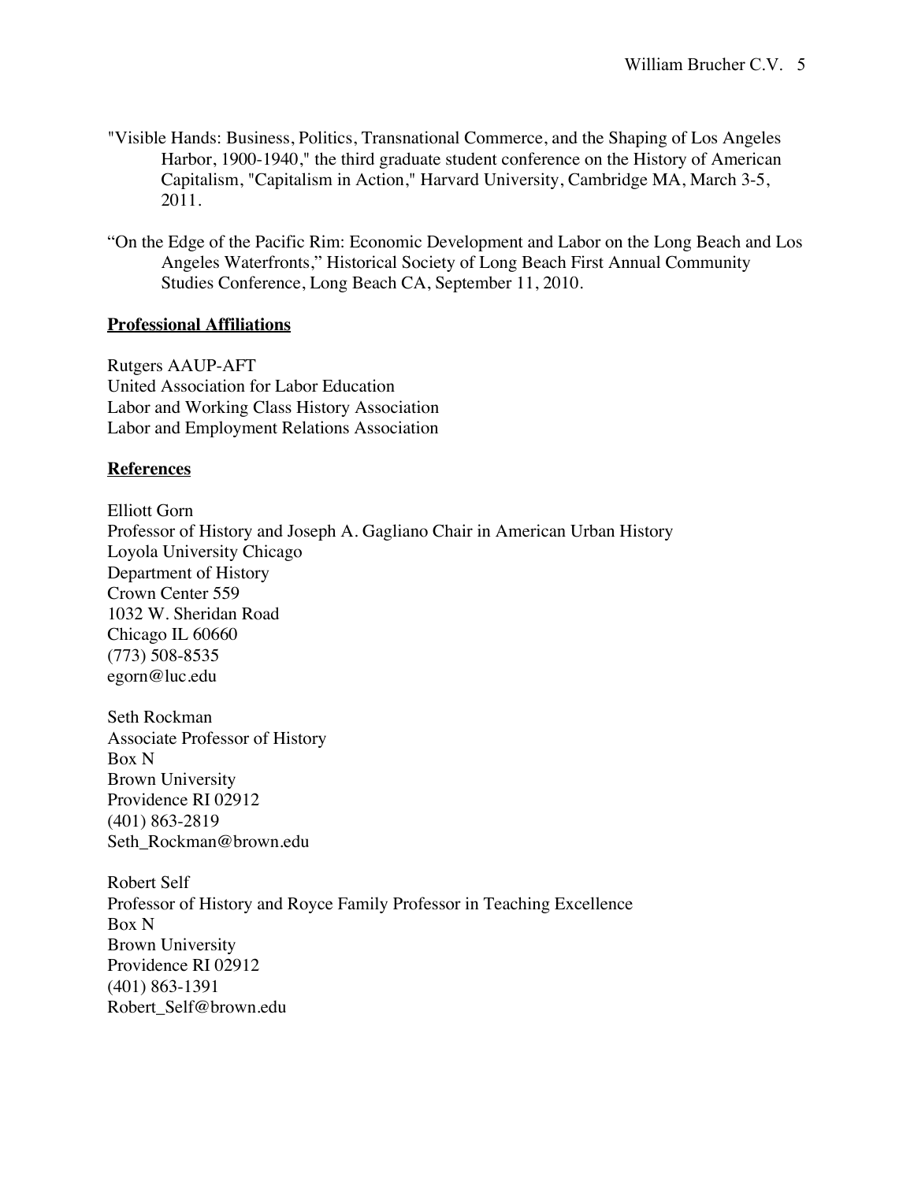"Visible Hands: Business, Politics, Transnational Commerce, and the Shaping of Los Angeles Harbor, 1900-1940," the third graduate student conference on the History of American Capitalism, "Capitalism in Action," Harvard University, Cambridge MA, March 3-5, 2011.

"On the Edge of the Pacific Rim: Economic Development and Labor on the Long Beach and Los Angeles Waterfronts," Historical Society of Long Beach First Annual Community Studies Conference, Long Beach CA, September 11, 2010.

## Professional Affiliations

Rutgers AAUP-AFT
United Association for Labor Education
Labor and Working Class History Association
Labor and Employment Relations Association

## References

Elliott Gorn
Professor of History and Joseph A. Gagliano Chair in American Urban History
Loyola University Chicago
Department of History
Crown Center 559
1032 W. Sheridan Road
Chicago IL 60660
(773) 508-8535
egorn@luc.edu

Seth Rockman
Associate Professor of History
Box N
Brown University
Providence RI 02912
(401) 863-2819
Seth_Rockman@brown.edu

Robert Self
Professor of History and Royce Family Professor in Teaching Excellence
Box N
Brown University
Providence RI 02912
(401) 863-1391
Robert_Self@brown.edu